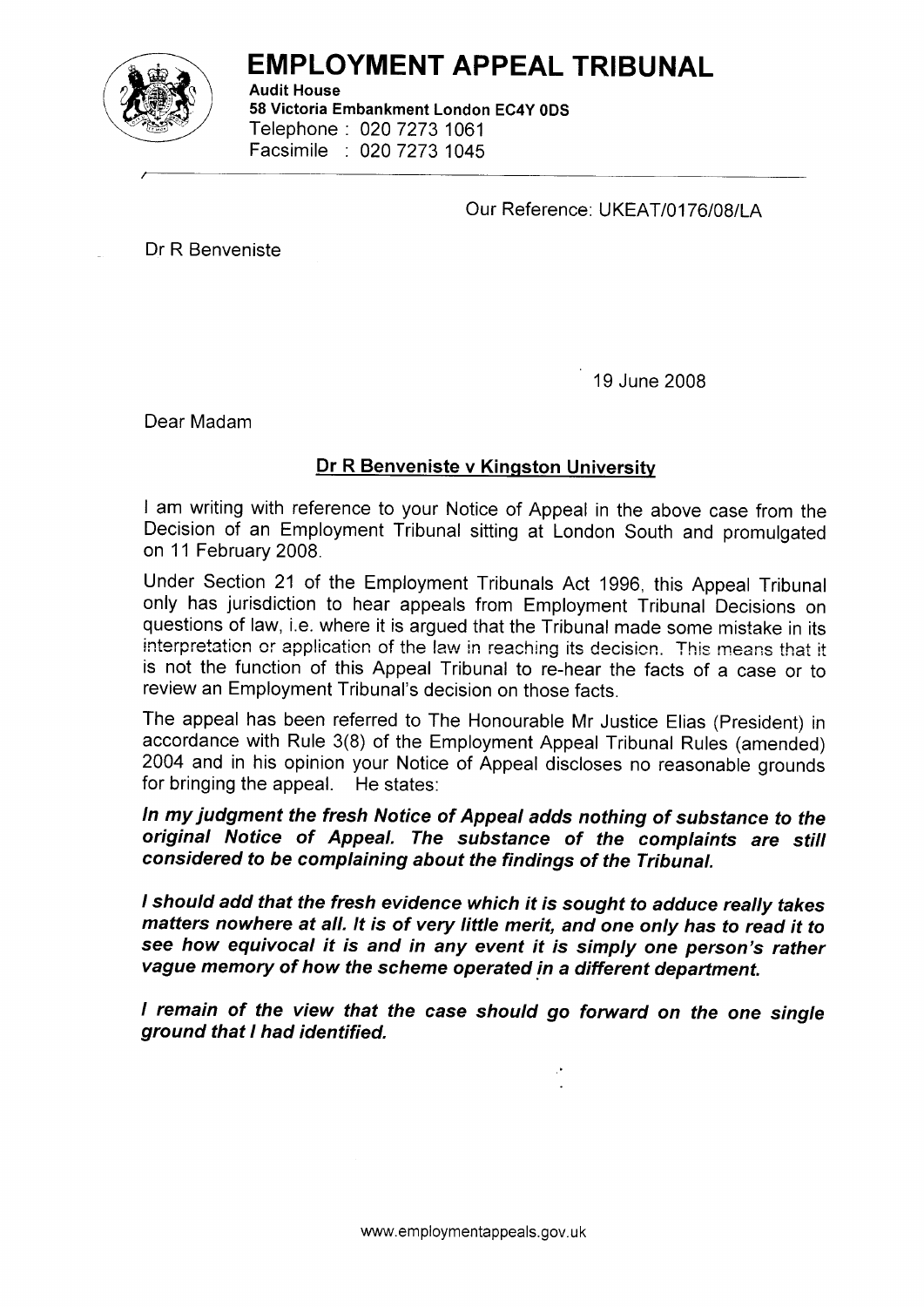# EMPLOYMENT APPEAL TRIBUNAL

**Audit House**
**58 Victoria Embankment London EC4Y 0DS**
Telephone : 020 7273 1061
Facsimile : 020 7273 1045

Our Reference: UKEAT/0176/08/LA

Dr R Benveniste

19 June 2008

Dear Madam

**Dr R Benveniste v Kingston University**

I am writing with reference to your Notice of Appeal in the above case from the Decision of an Employment Tribunal sitting at London South and promulgated on 11 February 2008.

Under Section 21 of the Employment Tribunals Act 1996, this Appeal Tribunal only has jurisdiction to hear appeals from Employment Tribunal Decisions on questions of law, i.e. where it is argued that the Tribunal made some mistake in its interpretation or application of the law in reaching its decision. This means that it is not the function of this Appeal Tribunal to re-hear the facts of a case or to review an Employment Tribunal's decision on those facts.

The appeal has been referred to The Honourable Mr Justice Elias (President) in accordance with Rule 3(8) of the Employment Appeal Tribunal Rules (amended) 2004 and in his opinion your Notice of Appeal discloses no reasonable grounds for bringing the appeal. He states:

***In my judgment the fresh Notice of Appeal adds nothing of substance to the original Notice of Appeal. The substance of the complaints are still considered to be complaining about the findings of the Tribunal.***

***I should add that the fresh evidence which it is sought to adduce really takes matters nowhere at all. It is of very little merit, and one only has to read it to see how equivocal it is and in any event it is simply one person's rather vague memory of how the scheme operated in a different department.***

***I remain of the view that the case should go forward on the one single ground that I had identified.***

www.employmentappeals.gov.uk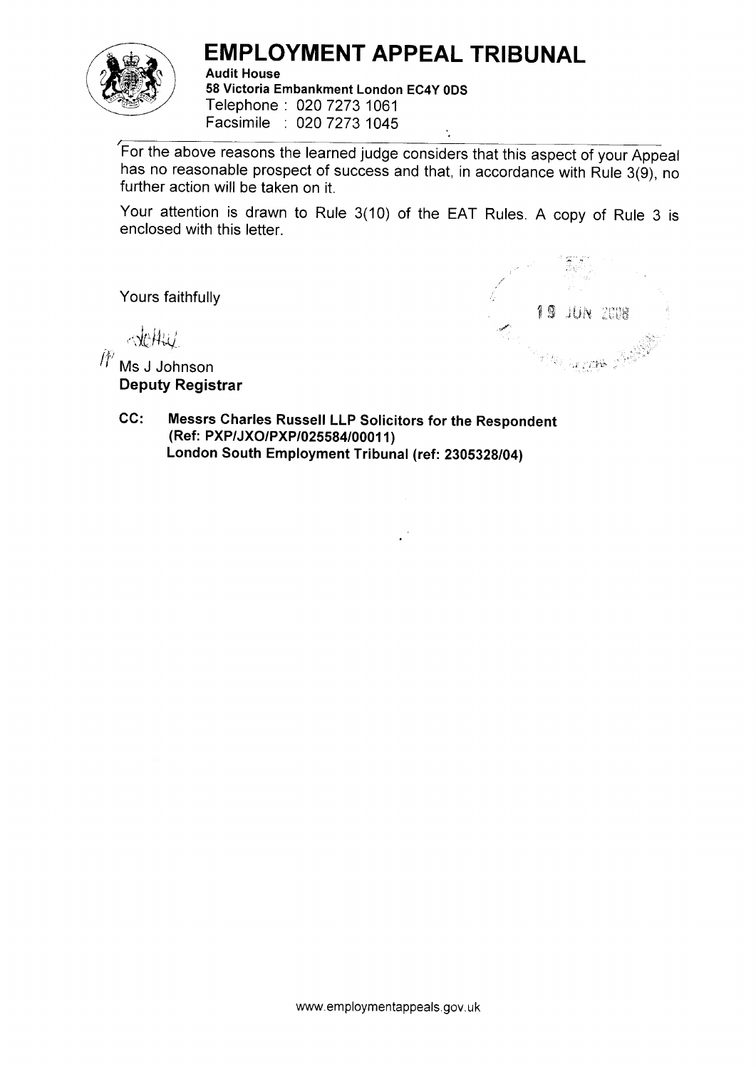# EMPLOYMENT APPEAL TRIBUNAL

**Audit House**
**58 Victoria Embankment London EC4Y 0DS**
Telephone : 020 7273 1061
Facsimile : 020 7273 1045

For the above reasons the learned judge considers that this aspect of your Appeal has no reasonable prospect of success and that, in accordance with Rule 3(9), no further action will be taken on it.

Your attention is drawn to Rule 3(10) of the EAT Rules. A copy of Rule 3 is enclosed with this letter.

Yours faithfully

19 JUN 2008

Ms J Johnson
**Deputy Registrar**

**CC: Messrs Charles Russell LLP Solicitors for the Respondent (Ref: PXP/JXO/PXP/025584/00011)**
**London South Employment Tribunal (ref: 2305328/04)**

www.employmentappeals.gov.uk